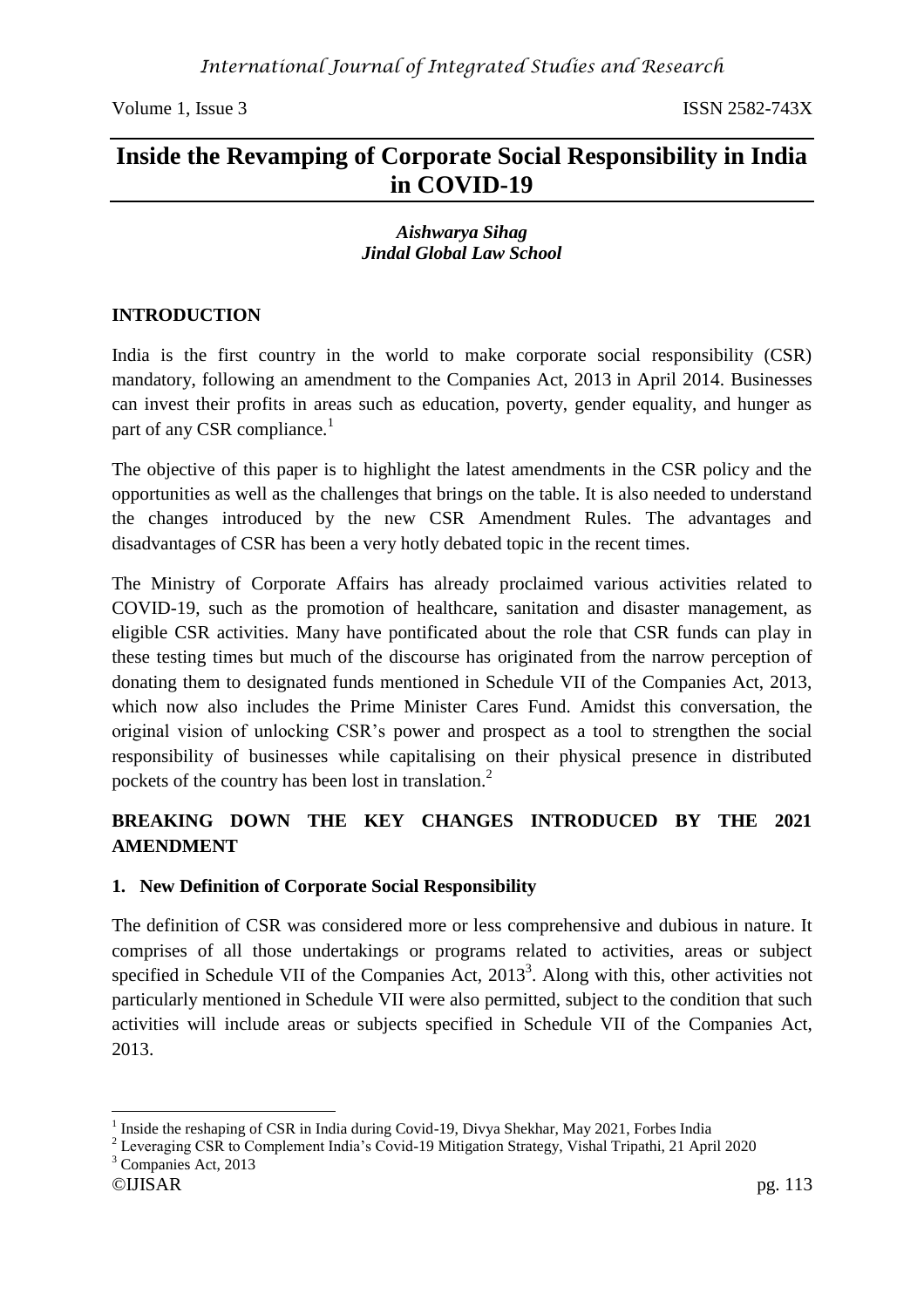# Inside the Revamping of Corporate Social Responsibility in India in COVID-19

***Aishwarya Sihag***
***Jindal Global Law School***

## INTRODUCTION

India is the first country in the world to make corporate social responsibility (CSR) mandatory, following an amendment to the Companies Act, 2013 in April 2014. Businesses can invest their profits in areas such as education, poverty, gender equality, and hunger as part of any CSR compliance.[1]

The objective of this paper is to highlight the latest amendments in the CSR policy and the opportunities as well as the challenges that brings on the table. It is also needed to understand the changes introduced by the new CSR Amendment Rules. The advantages and disadvantages of CSR has been a very hotly debated topic in the recent times.

The Ministry of Corporate Affairs has already proclaimed various activities related to COVID-19, such as the promotion of healthcare, sanitation and disaster management, as eligible CSR activities. Many have pontificated about the role that CSR funds can play in these testing times but much of the discourse has originated from the narrow perception of donating them to designated funds mentioned in Schedule VII of the Companies Act, 2013, which now also includes the Prime Minister Cares Fund. Amidst this conversation, the original vision of unlocking CSR's power and prospect as a tool to strengthen the social responsibility of businesses while capitalising on their physical presence in distributed pockets of the country has been lost in translation.[2]

## BREAKING DOWN THE KEY CHANGES INTRODUCED BY THE 2021 AMENDMENT

### 1. New Definition of Corporate Social Responsibility

The definition of CSR was considered more or less comprehensive and dubious in nature. It comprises of all those undertakings or programs related to activities, areas or subject specified in Schedule VII of the Companies Act, 2013[3]. Along with this, other activities not particularly mentioned in Schedule VII were also permitted, subject to the condition that such activities will include areas or subjects specified in Schedule VII of the Companies Act, 2013.

---

[1] Inside the reshaping of CSR in India during Covid-19, Divya Shekhar, May 2021, Forbes India

[2] Leveraging CSR to Complement India's Covid-19 Mitigation Strategy, Vishal Tripathi, 21 April 2020

[3] Companies Act, 2013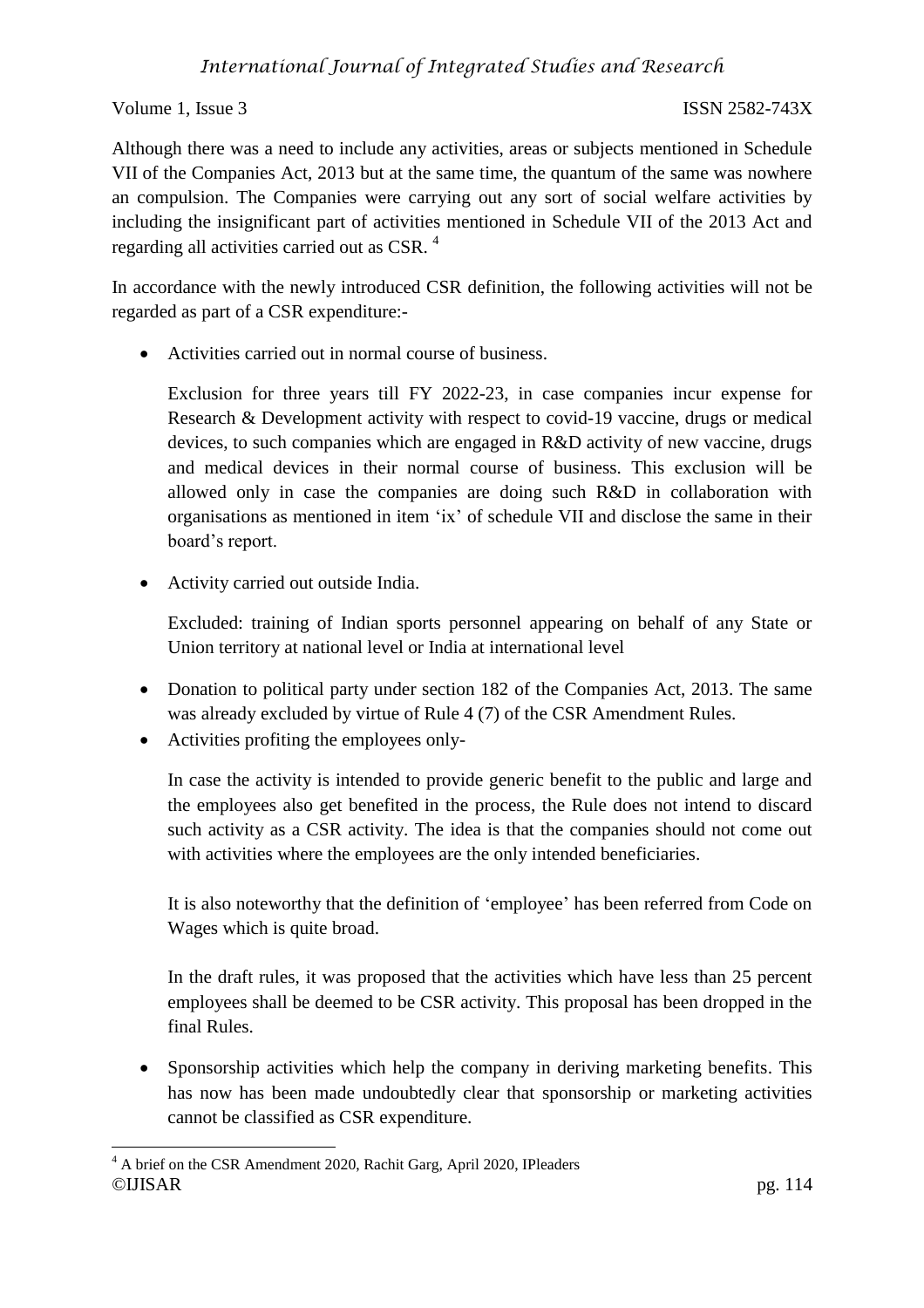Although there was a need to include any activities, areas or subjects mentioned in Schedule VII of the Companies Act, 2013 but at the same time, the quantum of the same was nowhere an compulsion. The Companies were carrying out any sort of social welfare activities by including the insignificant part of activities mentioned in Schedule VII of the 2013 Act and regarding all activities carried out as CSR. [4]

In accordance with the newly introduced CSR definition, the following activities will not be regarded as part of a CSR expenditure:-

- Activities carried out in normal course of business.

  Exclusion for three years till FY 2022-23, in case companies incur expense for Research & Development activity with respect to covid-19 vaccine, drugs or medical devices, to such companies which are engaged in R&D activity of new vaccine, drugs and medical devices in their normal course of business. This exclusion will be allowed only in case the companies are doing such R&D in collaboration with organisations as mentioned in item 'ix' of schedule VII and disclose the same in their board's report.

- Activity carried out outside India.

  Excluded: training of Indian sports personnel appearing on behalf of any State or Union territory at national level or India at international level

- Donation to political party under section 182 of the Companies Act, 2013. The same was already excluded by virtue of Rule 4 (7) of the CSR Amendment Rules.
- Activities profiting the employees only-

  In case the activity is intended to provide generic benefit to the public and large and the employees also get benefited in the process, the Rule does not intend to discard such activity as a CSR activity. The idea is that the companies should not come out with activities where the employees are the only intended beneficiaries.

  It is also noteworthy that the definition of 'employee' has been referred from Code on Wages which is quite broad.

  In the draft rules, it was proposed that the activities which have less than 25 percent employees shall be deemed to be CSR activity. This proposal has been dropped in the final Rules.

- Sponsorship activities which help the company in deriving marketing benefits. This has now has been made undoubtedly clear that sponsorship or marketing activities cannot be classified as CSR expenditure.

---

[4] A brief on the CSR Amendment 2020, Rachit Garg, April 2020, IPleaders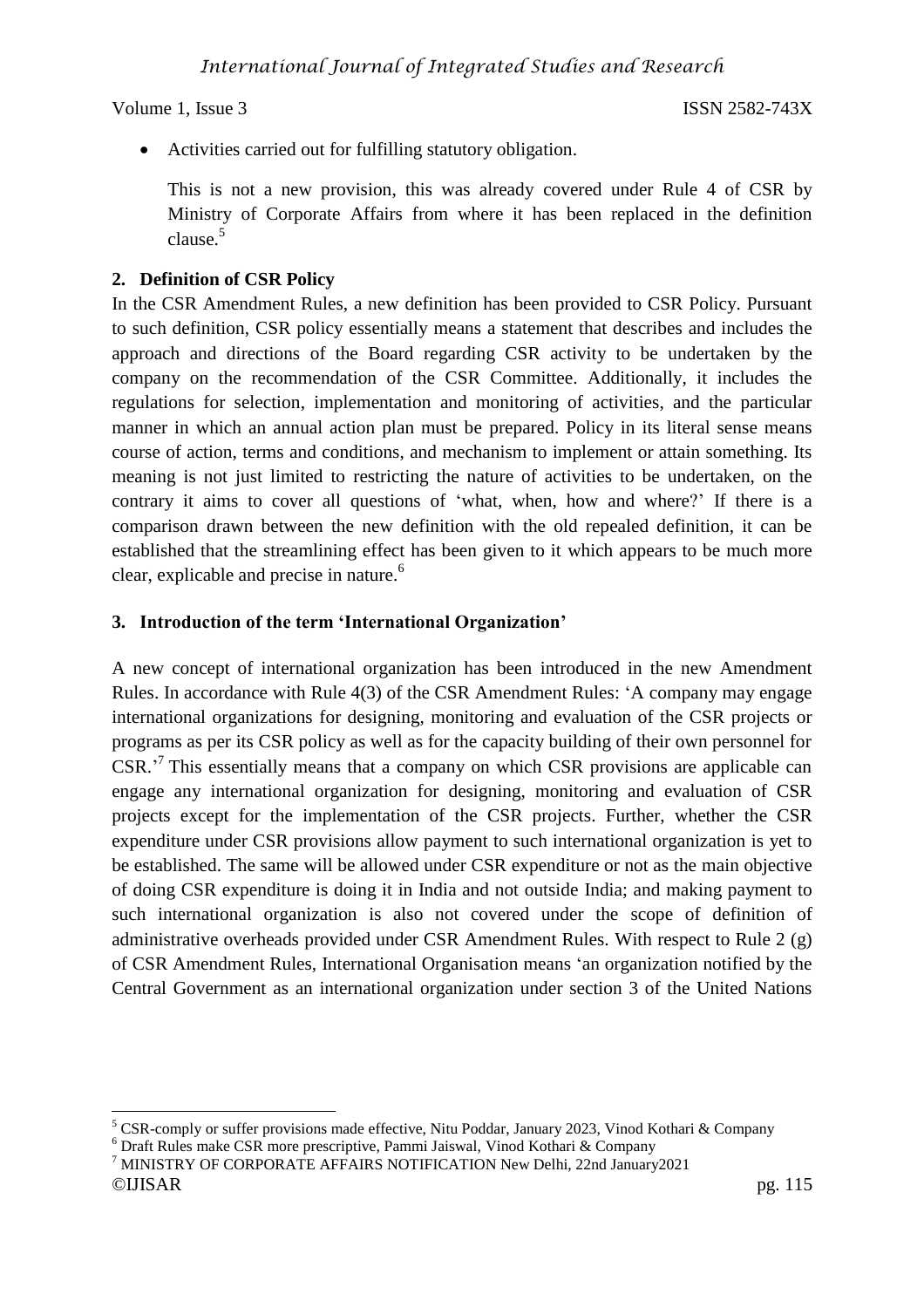- Activities carried out for fulfilling statutory obligation.

  This is not a new provision, this was already covered under Rule 4 of CSR by Ministry of Corporate Affairs from where it has been replaced in the definition clause.[5]

**2. Definition of CSR Policy**

In the CSR Amendment Rules, a new definition has been provided to CSR Policy. Pursuant to such definition, CSR policy essentially means a statement that describes and includes the approach and directions of the Board regarding CSR activity to be undertaken by the company on the recommendation of the CSR Committee. Additionally, it includes the regulations for selection, implementation and monitoring of activities, and the particular manner in which an annual action plan must be prepared. Policy in its literal sense means course of action, terms and conditions, and mechanism to implement or attain something. Its meaning is not just limited to restricting the nature of activities to be undertaken, on the contrary it aims to cover all questions of 'what, when, how and where?' If there is a comparison drawn between the new definition with the old repealed definition, it can be established that the streamlining effect has been given to it which appears to be much more clear, explicable and precise in nature.[6]

**3. Introduction of the term 'International Organization'**

A new concept of international organization has been introduced in the new Amendment Rules. In accordance with Rule 4(3) of the CSR Amendment Rules: 'A company may engage international organizations for designing, monitoring and evaluation of the CSR projects or programs as per its CSR policy as well as for the capacity building of their own personnel for CSR.'[7] This essentially means that a company on which CSR provisions are applicable can engage any international organization for designing, monitoring and evaluation of CSR projects except for the implementation of the CSR projects. Further, whether the CSR expenditure under CSR provisions allow payment to such international organization is yet to be established. The same will be allowed under CSR expenditure or not as the main objective of doing CSR expenditure is doing it in India and not outside India; and making payment to such international organization is also not covered under the scope of definition of administrative overheads provided under CSR Amendment Rules. With respect to Rule 2 (g) of CSR Amendment Rules, International Organisation means 'an organization notified by the Central Government as an international organization under section 3 of the United Nations

---

[5] CSR-comply or suffer provisions made effective, Nitu Poddar, January 2023, Vinod Kothari & Company

[6] Draft Rules make CSR more prescriptive, Pammi Jaiswal, Vinod Kothari & Company

[7] MINISTRY OF CORPORATE AFFAIRS NOTIFICATION New Delhi, 22nd January2021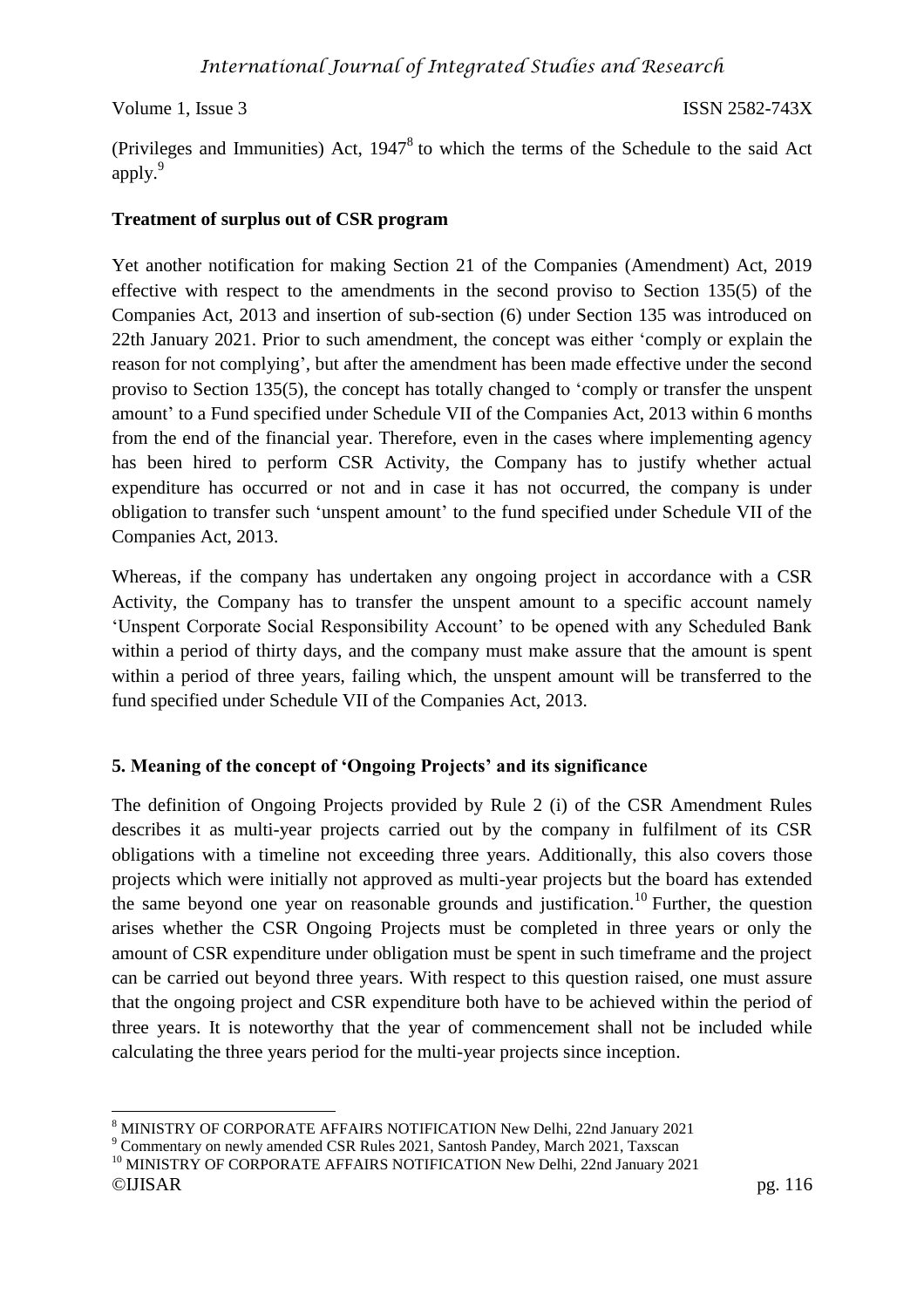(Privileges and Immunities) Act, 1947[8] to which the terms of the Schedule to the said Act apply.[9]

**Treatment of surplus out of CSR program**

Yet another notification for making Section 21 of the Companies (Amendment) Act, 2019 effective with respect to the amendments in the second proviso to Section 135(5) of the Companies Act, 2013 and insertion of sub-section (6) under Section 135 was introduced on 22th January 2021. Prior to such amendment, the concept was either 'comply or explain the reason for not complying', but after the amendment has been made effective under the second proviso to Section 135(5), the concept has totally changed to 'comply or transfer the unspent amount' to a Fund specified under Schedule VII of the Companies Act, 2013 within 6 months from the end of the financial year. Therefore, even in the cases where implementing agency has been hired to perform CSR Activity, the Company has to justify whether actual expenditure has occurred or not and in case it has not occurred, the company is under obligation to transfer such 'unspent amount' to the fund specified under Schedule VII of the Companies Act, 2013.

Whereas, if the company has undertaken any ongoing project in accordance with a CSR Activity, the Company has to transfer the unspent amount to a specific account namely 'Unspent Corporate Social Responsibility Account' to be opened with any Scheduled Bank within a period of thirty days, and the company must make assure that the amount is spent within a period of three years, failing which, the unspent amount will be transferred to the fund specified under Schedule VII of the Companies Act, 2013.

## 5. Meaning of the concept of 'Ongoing Projects' and its significance

The definition of Ongoing Projects provided by Rule 2 (i) of the CSR Amendment Rules describes it as multi-year projects carried out by the company in fulfilment of its CSR obligations with a timeline not exceeding three years. Additionally, this also covers those projects which were initially not approved as multi-year projects but the board has extended the same beyond one year on reasonable grounds and justification.[10] Further, the question arises whether the CSR Ongoing Projects must be completed in three years or only the amount of CSR expenditure under obligation must be spent in such timeframe and the project can be carried out beyond three years. With respect to this question raised, one must assure that the ongoing project and CSR expenditure both have to be achieved within the period of three years. It is noteworthy that the year of commencement shall not be included while calculating the three years period for the multi-year projects since inception.

---

[8] MINISTRY OF CORPORATE AFFAIRS NOTIFICATION New Delhi, 22nd January 2021

[9] Commentary on newly amended CSR Rules 2021, Santosh Pandey, March 2021, Taxscan

[10] MINISTRY OF CORPORATE AFFAIRS NOTIFICATION New Delhi, 22nd January 2021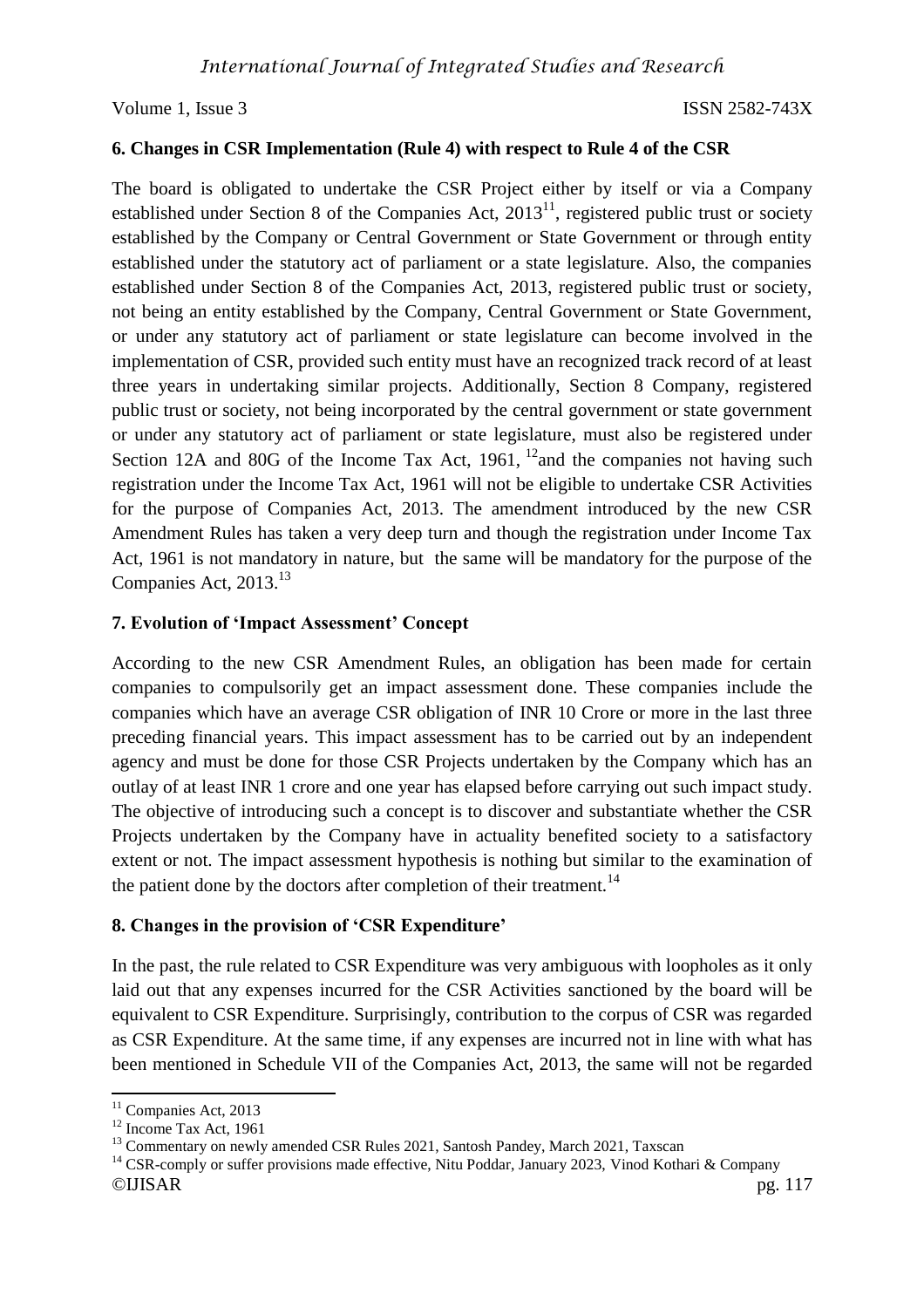### 6. Changes in CSR Implementation (Rule 4) with respect to Rule 4 of the CSR

The board is obligated to undertake the CSR Project either by itself or via a Company established under Section 8 of the Companies Act, 2013[11], registered public trust or society established by the Company or Central Government or State Government or through entity established under the statutory act of parliament or a state legislature. Also, the companies established under Section 8 of the Companies Act, 2013, registered public trust or society, not being an entity established by the Company, Central Government or State Government, or under any statutory act of parliament or state legislature can become involved in the implementation of CSR, provided such entity must have an recognized track record of at least three years in undertaking similar projects. Additionally, Section 8 Company, registered public trust or society, not being incorporated by the central government or state government or under any statutory act of parliament or state legislature, must also be registered under Section 12A and 80G of the Income Tax Act, 1961, [12]and the companies not having such registration under the Income Tax Act, 1961 will not be eligible to undertake CSR Activities for the purpose of Companies Act, 2013. The amendment introduced by the new CSR Amendment Rules has taken a very deep turn and though the registration under Income Tax Act, 1961 is not mandatory in nature, but the same will be mandatory for the purpose of the Companies Act, 2013.[13]

### 7. Evolution of 'Impact Assessment' Concept

According to the new CSR Amendment Rules, an obligation has been made for certain companies to compulsorily get an impact assessment done. These companies include the companies which have an average CSR obligation of INR 10 Crore or more in the last three preceding financial years. This impact assessment has to be carried out by an independent agency and must be done for those CSR Projects undertaken by the Company which has an outlay of at least INR 1 crore and one year has elapsed before carrying out such impact study. The objective of introducing such a concept is to discover and substantiate whether the CSR Projects undertaken by the Company have in actuality benefited society to a satisfactory extent or not. The impact assessment hypothesis is nothing but similar to the examination of the patient done by the doctors after completion of their treatment.[14]

### 8. Changes in the provision of 'CSR Expenditure'

In the past, the rule related to CSR Expenditure was very ambiguous with loopholes as it only laid out that any expenses incurred for the CSR Activities sanctioned by the board will be equivalent to CSR Expenditure. Surprisingly, contribution to the corpus of CSR was regarded as CSR Expenditure. At the same time, if any expenses are incurred not in line with what has been mentioned in Schedule VII of the Companies Act, 2013, the same will not be regarded

---

[11] Companies Act, 2013

[12] Income Tax Act, 1961

[13] Commentary on newly amended CSR Rules 2021, Santosh Pandey, March 2021, Taxscan

[14] CSR-comply or suffer provisions made effective, Nitu Poddar, January 2023, Vinod Kothari & Company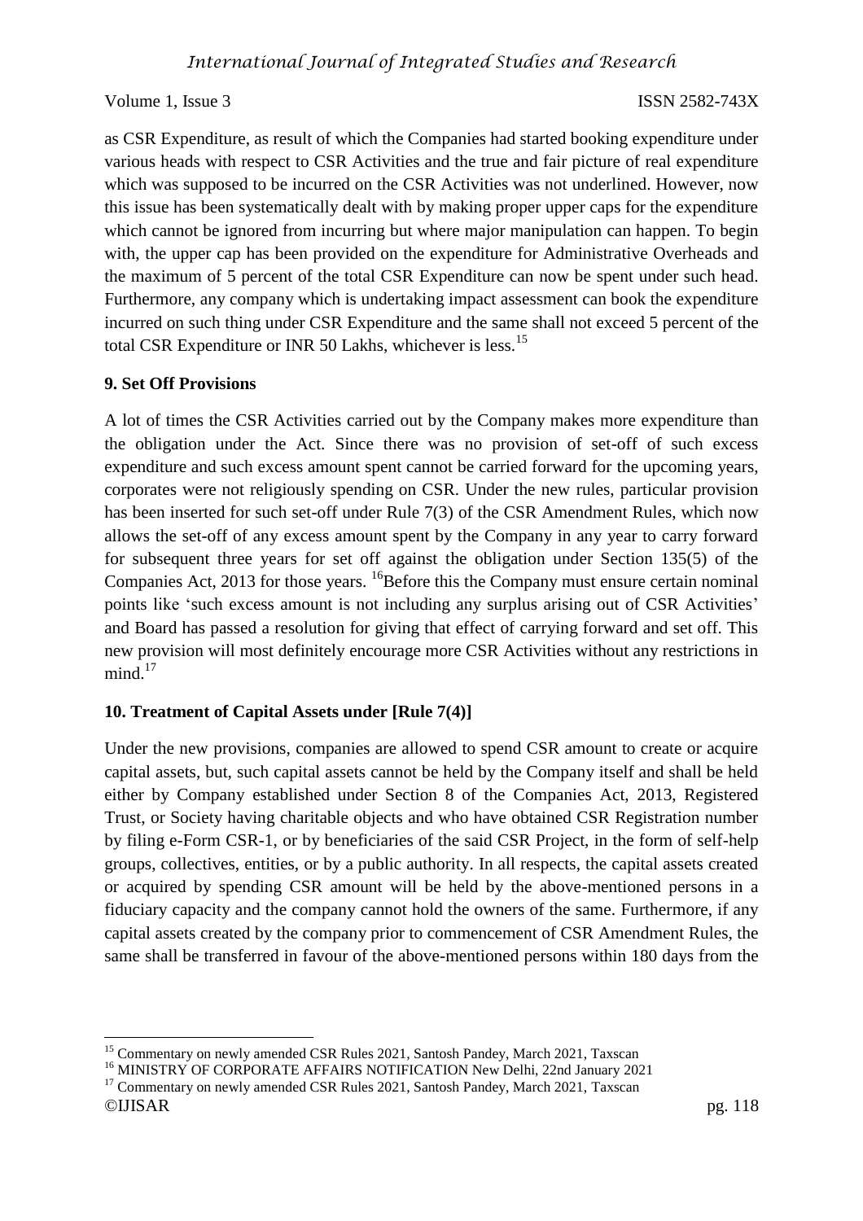as CSR Expenditure, as result of which the Companies had started booking expenditure under various heads with respect to CSR Activities and the true and fair picture of real expenditure which was supposed to be incurred on the CSR Activities was not underlined. However, now this issue has been systematically dealt with by making proper upper caps for the expenditure which cannot be ignored from incurring but where major manipulation can happen. To begin with, the upper cap has been provided on the expenditure for Administrative Overheads and the maximum of 5 percent of the total CSR Expenditure can now be spent under such head. Furthermore, any company which is undertaking impact assessment can book the expenditure incurred on such thing under CSR Expenditure and the same shall not exceed 5 percent of the total CSR Expenditure or INR 50 Lakhs, whichever is less.[15]

**9. Set Off Provisions**

A lot of times the CSR Activities carried out by the Company makes more expenditure than the obligation under the Act. Since there was no provision of set-off of such excess expenditure and such excess amount spent cannot be carried forward for the upcoming years, corporates were not religiously spending on CSR. Under the new rules, particular provision has been inserted for such set-off under Rule 7(3) of the CSR Amendment Rules, which now allows the set-off of any excess amount spent by the Company in any year to carry forward for subsequent three years for set off against the obligation under Section 135(5) of the Companies Act, 2013 for those years. [16]Before this the Company must ensure certain nominal points like 'such excess amount is not including any surplus arising out of CSR Activities' and Board has passed a resolution for giving that effect of carrying forward and set off. This new provision will most definitely encourage more CSR Activities without any restrictions in mind.[17]

**10. Treatment of Capital Assets under [Rule 7(4)]**

Under the new provisions, companies are allowed to spend CSR amount to create or acquire capital assets, but, such capital assets cannot be held by the Company itself and shall be held either by Company established under Section 8 of the Companies Act, 2013, Registered Trust, or Society having charitable objects and who have obtained CSR Registration number by filing e-Form CSR-1, or by beneficiaries of the said CSR Project, in the form of self-help groups, collectives, entities, or by a public authority. In all respects, the capital assets created or acquired by spending CSR amount will be held by the above-mentioned persons in a fiduciary capacity and the company cannot hold the owners of the same. Furthermore, if any capital assets created by the company prior to commencement of CSR Amendment Rules, the same shall be transferred in favour of the above-mentioned persons within 180 days from the

---

[15] Commentary on newly amended CSR Rules 2021, Santosh Pandey, March 2021, Taxscan

[16] MINISTRY OF CORPORATE AFFAIRS NOTIFICATION New Delhi, 22nd January 2021

[17] Commentary on newly amended CSR Rules 2021, Santosh Pandey, March 2021, Taxscan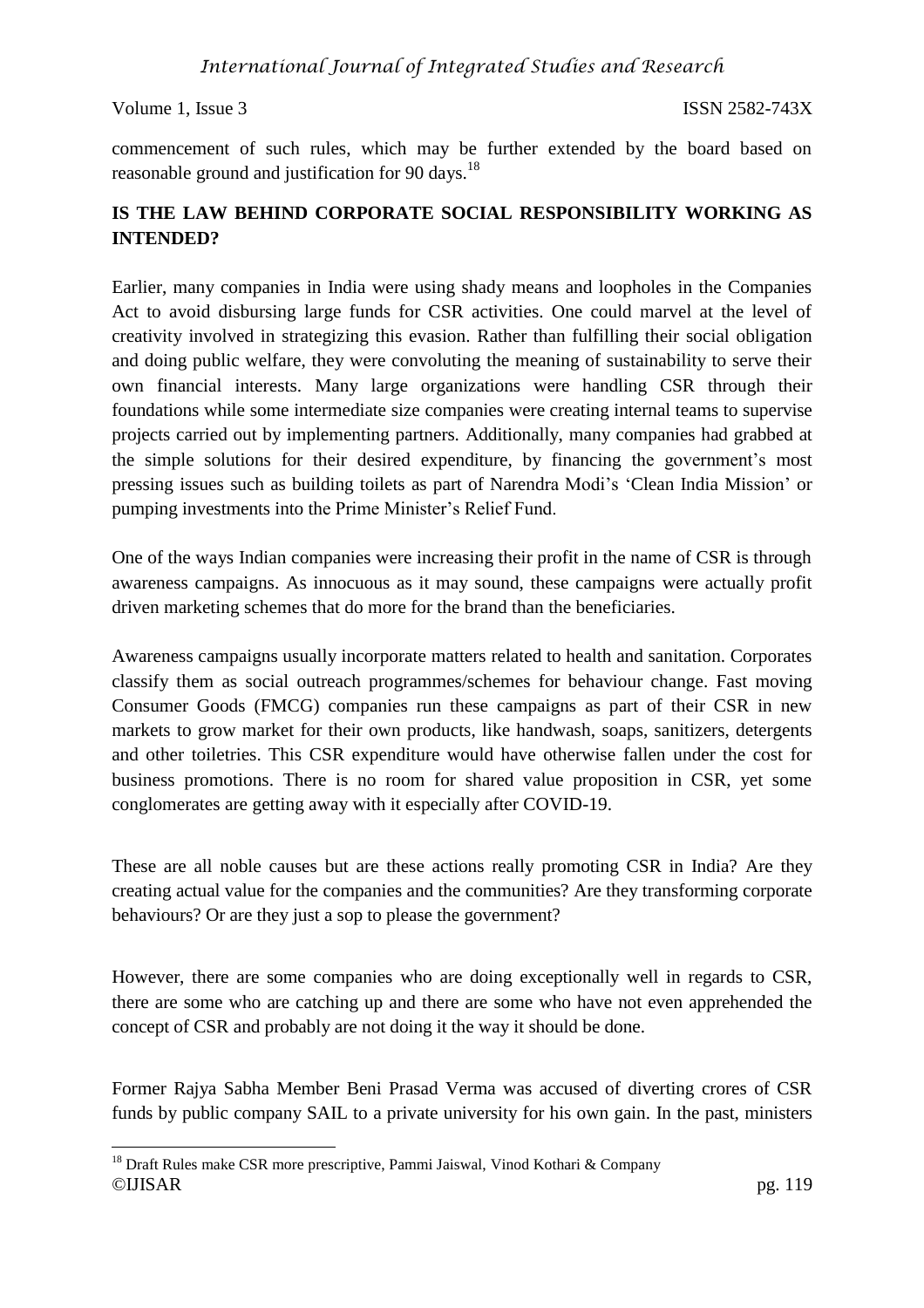commencement of such rules, which may be further extended by the board based on reasonable ground and justification for 90 days.[18]

## IS THE LAW BEHIND CORPORATE SOCIAL RESPONSIBILITY WORKING AS INTENDED?

Earlier, many companies in India were using shady means and loopholes in the Companies Act to avoid disbursing large funds for CSR activities. One could marvel at the level of creativity involved in strategizing this evasion. Rather than fulfilling their social obligation and doing public welfare, they were convoluting the meaning of sustainability to serve their own financial interests. Many large organizations were handling CSR through their foundations while some intermediate size companies were creating internal teams to supervise projects carried out by implementing partners. Additionally, many companies had grabbed at the simple solutions for their desired expenditure, by financing the government's most pressing issues such as building toilets as part of Narendra Modi's 'Clean India Mission' or pumping investments into the Prime Minister's Relief Fund.

One of the ways Indian companies were increasing their profit in the name of CSR is through awareness campaigns. As innocuous as it may sound, these campaigns were actually profit driven marketing schemes that do more for the brand than the beneficiaries.

Awareness campaigns usually incorporate matters related to health and sanitation. Corporates classify them as social outreach programmes/schemes for behaviour change. Fast moving Consumer Goods (FMCG) companies run these campaigns as part of their CSR in new markets to grow market for their own products, like handwash, soaps, sanitizers, detergents and other toiletries. This CSR expenditure would have otherwise fallen under the cost for business promotions. There is no room for shared value proposition in CSR, yet some conglomerates are getting away with it especially after COVID-19.

These are all noble causes but are these actions really promoting CSR in India? Are they creating actual value for the companies and the communities? Are they transforming corporate behaviours? Or are they just a sop to please the government?

However, there are some companies who are doing exceptionally well in regards to CSR, there are some who are catching up and there are some who have not even apprehended the concept of CSR and probably are not doing it the way it should be done.

Former Rajya Sabha Member Beni Prasad Verma was accused of diverting crores of CSR funds by public company SAIL to a private university for his own gain. In the past, ministers

---

[18] Draft Rules make CSR more prescriptive, Pammi Jaiswal, Vinod Kothari & Company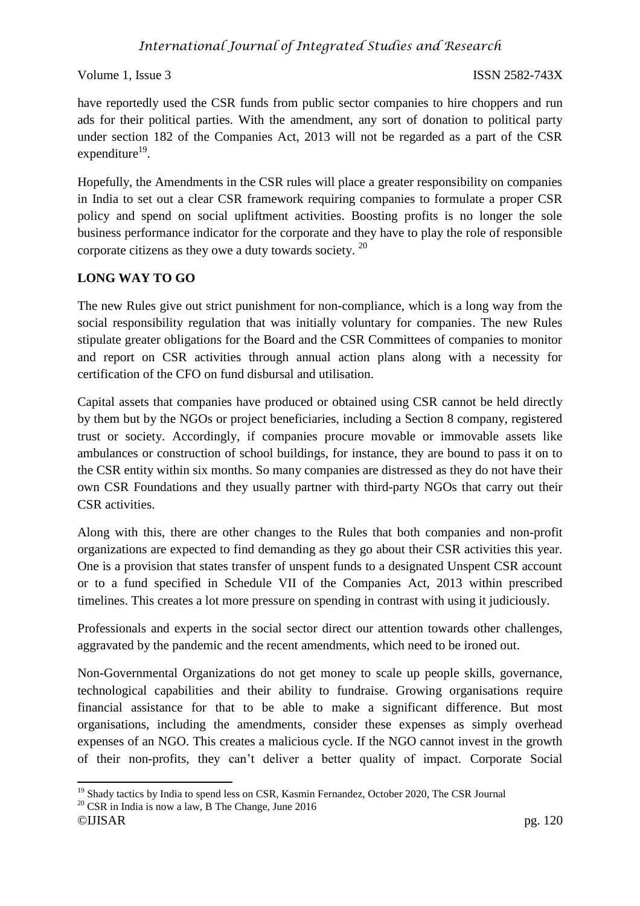have reportedly used the CSR funds from public sector companies to hire choppers and run ads for their political parties. With the amendment, any sort of donation to political party under section 182 of the Companies Act, 2013 will not be regarded as a part of the CSR expenditure[19].

Hopefully, the Amendments in the CSR rules will place a greater responsibility on companies in India to set out a clear CSR framework requiring companies to formulate a proper CSR policy and spend on social upliftment activities. Boosting profits is no longer the sole business performance indicator for the corporate and they have to play the role of responsible corporate citizens as they owe a duty towards society. [20]

## LONG WAY TO GO

The new Rules give out strict punishment for non-compliance, which is a long way from the social responsibility regulation that was initially voluntary for companies. The new Rules stipulate greater obligations for the Board and the CSR Committees of companies to monitor and report on CSR activities through annual action plans along with a necessity for certification of the CFO on fund disbursal and utilisation.

Capital assets that companies have produced or obtained using CSR cannot be held directly by them but by the NGOs or project beneficiaries, including a Section 8 company, registered trust or society. Accordingly, if companies procure movable or immovable assets like ambulances or construction of school buildings, for instance, they are bound to pass it on to the CSR entity within six months. So many companies are distressed as they do not have their own CSR Foundations and they usually partner with third-party NGOs that carry out their CSR activities.

Along with this, there are other changes to the Rules that both companies and non-profit organizations are expected to find demanding as they go about their CSR activities this year. One is a provision that states transfer of unspent funds to a designated Unspent CSR account or to a fund specified in Schedule VII of the Companies Act, 2013 within prescribed timelines. This creates a lot more pressure on spending in contrast with using it judiciously.

Professionals and experts in the social sector direct our attention towards other challenges, aggravated by the pandemic and the recent amendments, which need to be ironed out.

Non-Governmental Organizations do not get money to scale up people skills, governance, technological capabilities and their ability to fundraise. Growing organisations require financial assistance for that to be able to make a significant difference. But most organisations, including the amendments, consider these expenses as simply overhead expenses of an NGO. This creates a malicious cycle. If the NGO cannot invest in the growth of their non-profits, they can't deliver a better quality of impact. Corporate Social

---

[19] Shady tactics by India to spend less on CSR, Kasmin Fernandez, October 2020, The CSR Journal

[20] CSR in India is now a law, B The Change, June 2016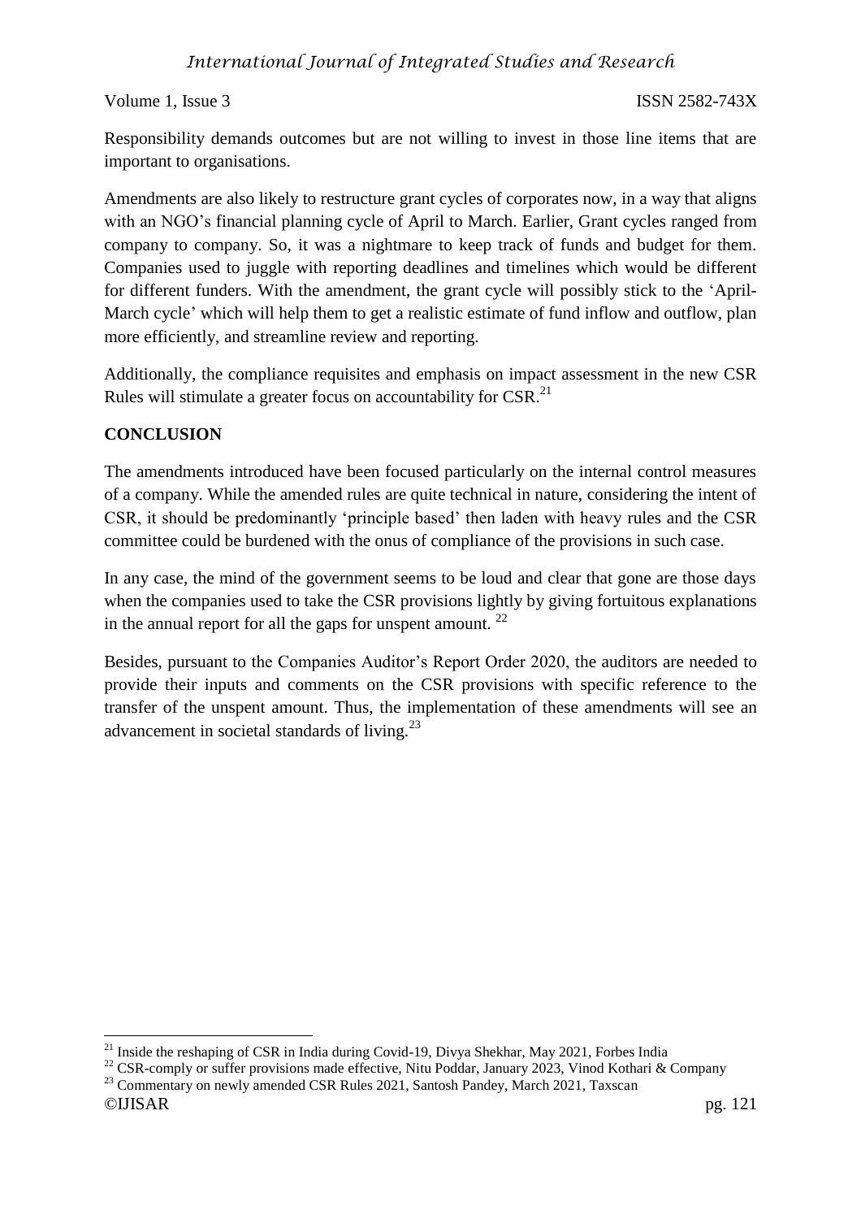Responsibility demands outcomes but are not willing to invest in those line items that are important to organisations.

Amendments are also likely to restructure grant cycles of corporates now, in a way that aligns with an NGO's financial planning cycle of April to March. Earlier, Grant cycles ranged from company to company. So, it was a nightmare to keep track of funds and budget for them. Companies used to juggle with reporting deadlines and timelines which would be different for different funders. With the amendment, the grant cycle will possibly stick to the 'April-March cycle' which will help them to get a realistic estimate of fund inflow and outflow, plan more efficiently, and streamline review and reporting.

Additionally, the compliance requisites and emphasis on impact assessment in the new CSR Rules will stimulate a greater focus on accountability for CSR.[21]

## CONCLUSION

The amendments introduced have been focused particularly on the internal control measures of a company. While the amended rules are quite technical in nature, considering the intent of CSR, it should be predominantly 'principle based' then laden with heavy rules and the CSR committee could be burdened with the onus of compliance of the provisions in such case.

In any case, the mind of the government seems to be loud and clear that gone are those days when the companies used to take the CSR provisions lightly by giving fortuitous explanations in the annual report for all the gaps for unspent amount. [22]

Besides, pursuant to the Companies Auditor's Report Order 2020, the auditors are needed to provide their inputs and comments on the CSR provisions with specific reference to the transfer of the unspent amount. Thus, the implementation of these amendments will see an advancement in societal standards of living.[23]

---

[21] Inside the reshaping of CSR in India during Covid-19, Divya Shekhar, May 2021, Forbes India

[22] CSR-comply or suffer provisions made effective, Nitu Poddar, January 2023, Vinod Kothari & Company

[23] Commentary on newly amended CSR Rules 2021, Santosh Pandey, March 2021, Taxscan